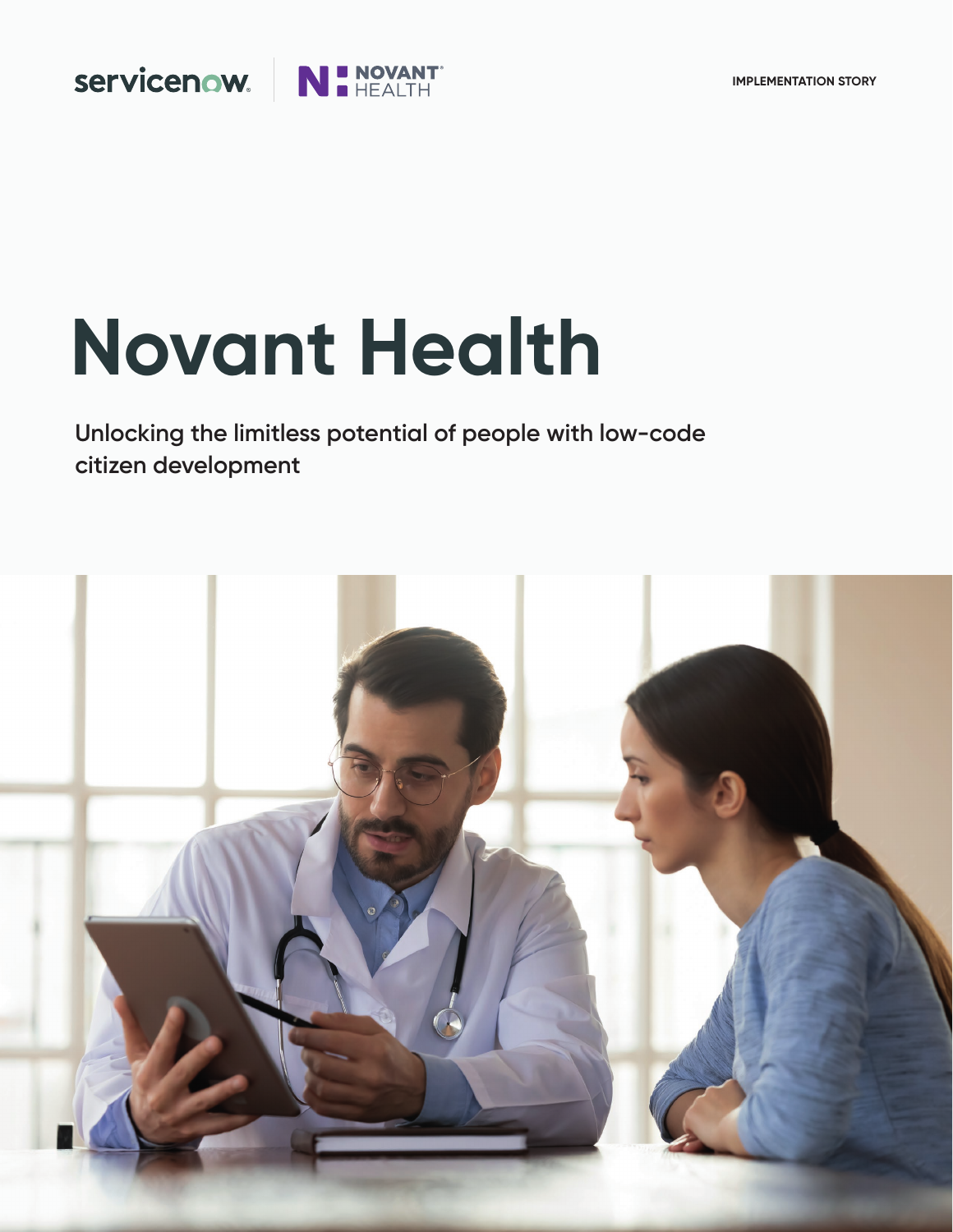servicenow | NOVANT HEALTH

IMPLEMENTATION STORY

# Novant Health

Unlocking the limitless potential of people with low-code citizen development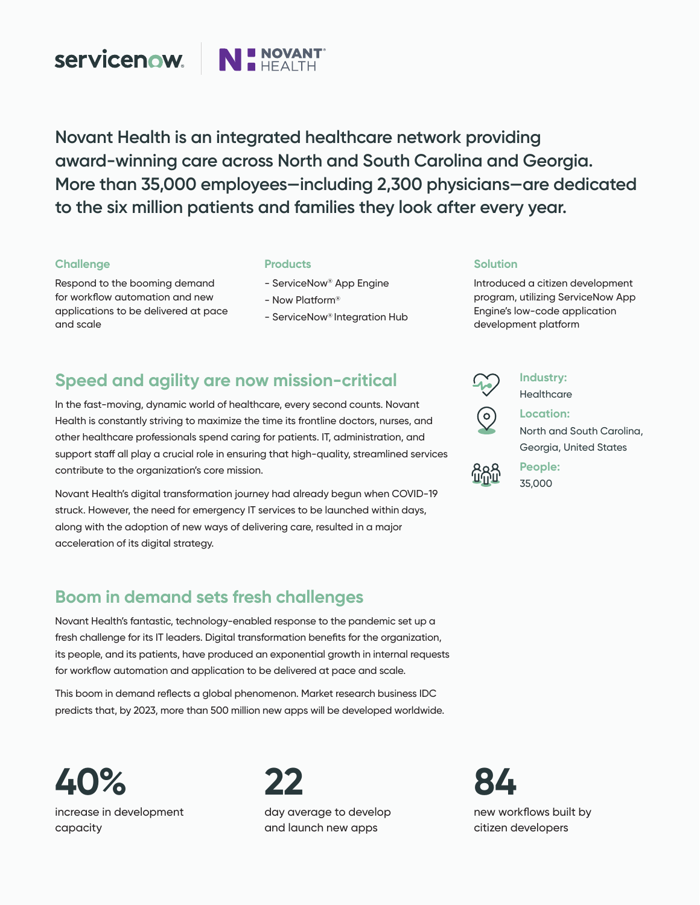Novant Health is an integrated healthcare network providing award-winning care across North and South Carolina and Georgia. More than 35,000 employees—including 2,300 physicians—are dedicated to the six million patients and families they look after every year.

### Challenge

Respond to the booming demand for workflow automation and new applications to be delivered at pace and scale

### Products

- ServiceNow® App Engine
- Now Platform®
- ServiceNow® Integration Hub

### Solution

Introduced a citizen development program, utilizing ServiceNow App Engine's low-code application development platform

**Industry:**
Healthcare

**Location:**
North and South Carolina, Georgia, United States

**People:**
35,000

## Speed and agility are now mission-critical

In the fast-moving, dynamic world of healthcare, every second counts. Novant Health is constantly striving to maximize the time its frontline doctors, nurses, and other healthcare professionals spend caring for patients. IT, administration, and support staff all play a crucial role in ensuring that high-quality, streamlined services contribute to the organization's core mission.

Novant Health's digital transformation journey had already begun when COVID-19 struck. However, the need for emergency IT services to be launched within days, along with the adoption of new ways of delivering care, resulted in a major acceleration of its digital strategy.

## Boom in demand sets fresh challenges

Novant Health's fantastic, technology-enabled response to the pandemic set up a fresh challenge for its IT leaders. Digital transformation benefits for the organization, its people, and its patients, have produced an exponential growth in internal requests for workflow automation and application to be delivered at pace and scale.

This boom in demand reflects a global phenomenon. Market research business IDC predicts that, by 2023, more than 500 million new apps will be developed worldwide.

**40%**
increase in development capacity

**22**
day average to develop and launch new apps

**84**
new workflows built by citizen developers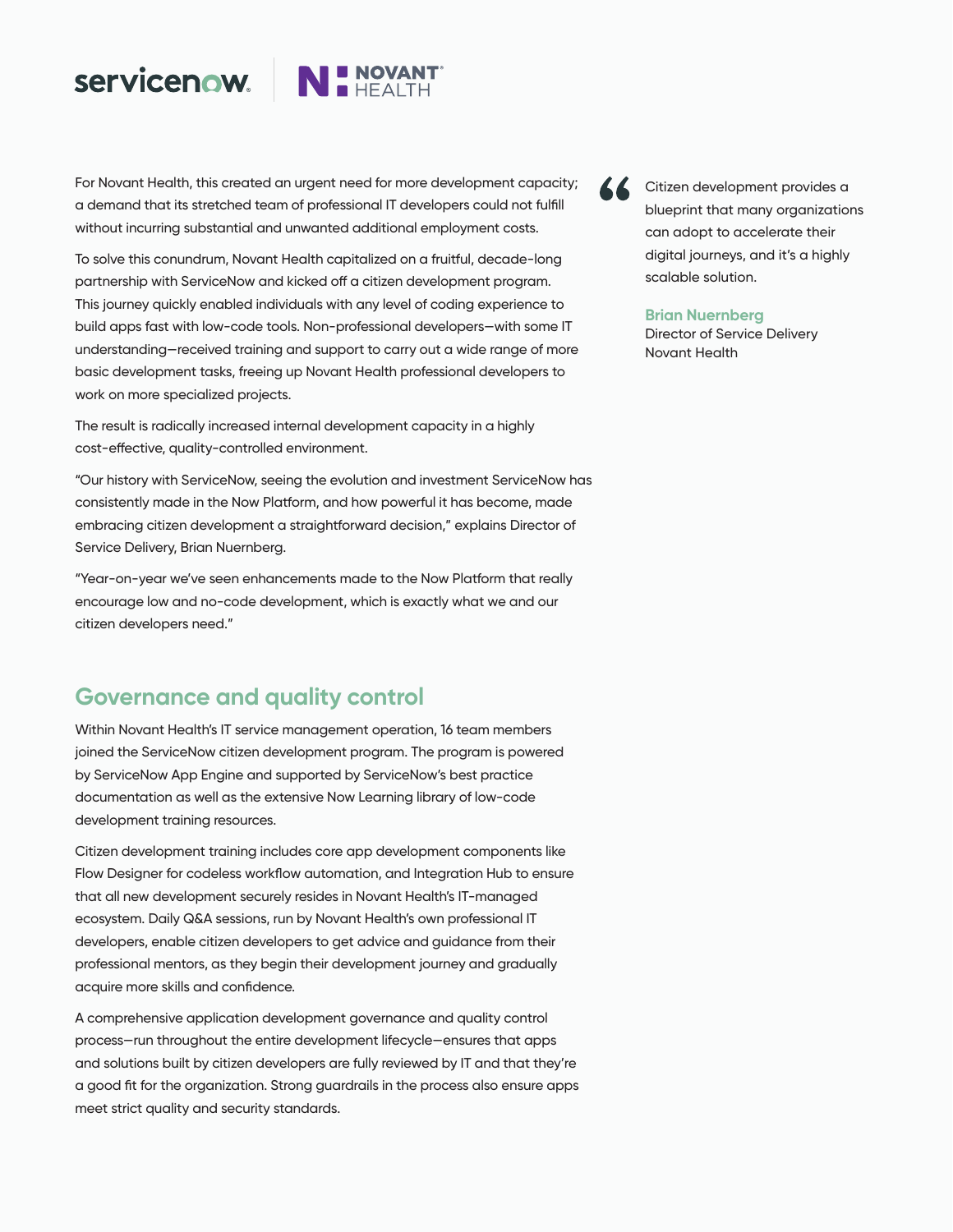For Novant Health, this created an urgent need for more development capacity; a demand that its stretched team of professional IT developers could not fulfill without incurring substantial and unwanted additional employment costs.

To solve this conundrum, Novant Health capitalized on a fruitful, decade-long partnership with ServiceNow and kicked off a citizen development program. This journey quickly enabled individuals with any level of coding experience to build apps fast with low-code tools. Non-professional developers—with some IT understanding—received training and support to carry out a wide range of more basic development tasks, freeing up Novant Health professional developers to work on more specialized projects.

The result is radically increased internal development capacity in a highly cost-effective, quality-controlled environment.

"Our history with ServiceNow, seeing the evolution and investment ServiceNow has consistently made in the Now Platform, and how powerful it has become, made embracing citizen development a straightforward decision," explains Director of Service Delivery, Brian Nuernberg.

"Year-on-year we've seen enhancements made to the Now Platform that really encourage low and no-code development, which is exactly what we and our citizen developers need."

> Citizen development provides a blueprint that many organizations can adopt to accelerate their digital journeys, and it's a highly scalable solution.
>
> **Brian Nuernberg**
> Director of Service Delivery
> Novant Health

## Governance and quality control

Within Novant Health's IT service management operation, 16 team members joined the ServiceNow citizen development program. The program is powered by ServiceNow App Engine and supported by ServiceNow's best practice documentation as well as the extensive Now Learning library of low-code development training resources.

Citizen development training includes core app development components like Flow Designer for codeless workflow automation, and Integration Hub to ensure that all new development securely resides in Novant Health's IT-managed ecosystem. Daily Q&A sessions, run by Novant Health's own professional IT developers, enable citizen developers to get advice and guidance from their professional mentors, as they begin their development journey and gradually acquire more skills and confidence.

A comprehensive application development governance and quality control process—run throughout the entire development lifecycle—ensures that apps and solutions built by citizen developers are fully reviewed by IT and that they're a good fit for the organization. Strong guardrails in the process also ensure apps meet strict quality and security standards.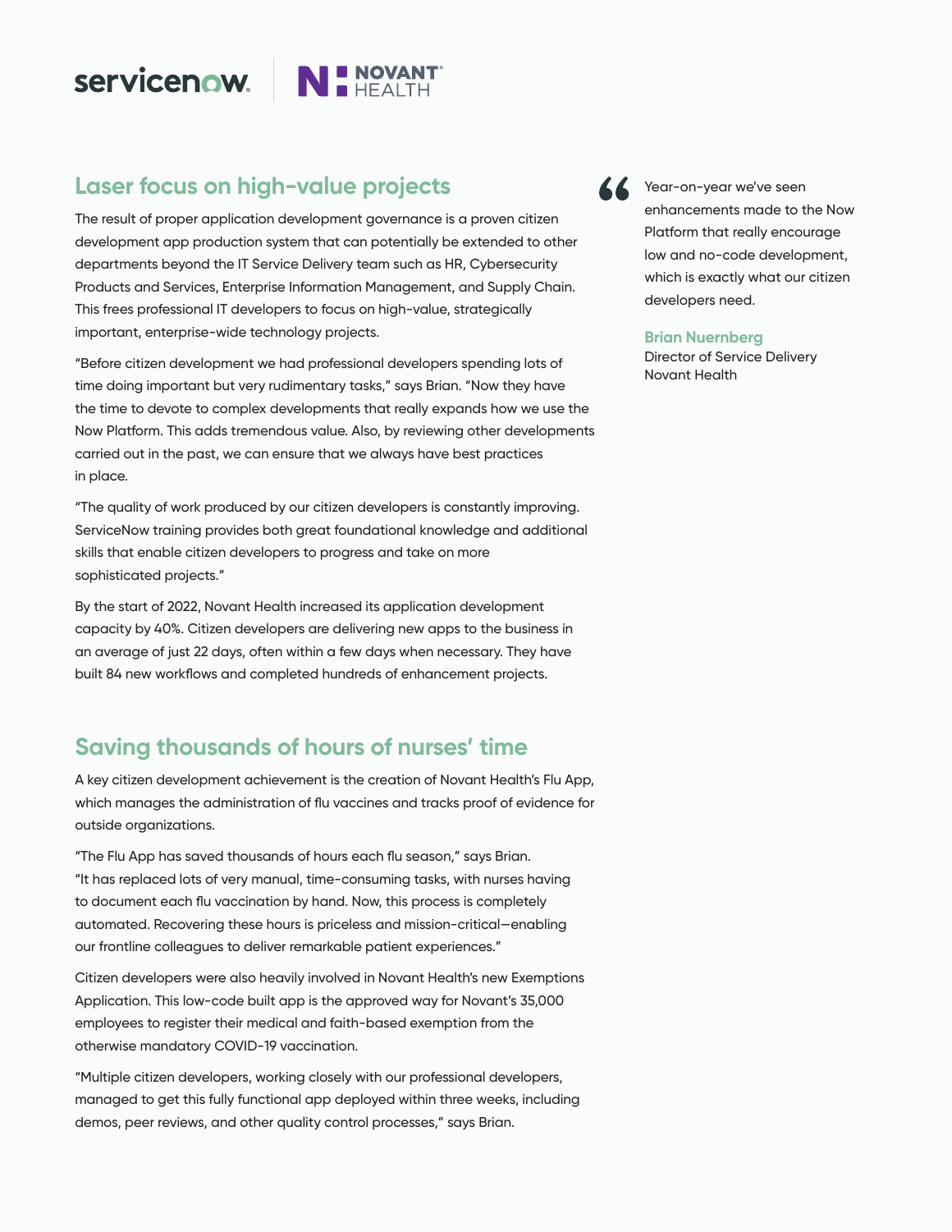## Laser focus on high-value projects

The result of proper application development governance is a proven citizen development app production system that can potentially be extended to other departments beyond the IT Service Delivery team such as HR, Cybersecurity Products and Services, Enterprise Information Management, and Supply Chain. This frees professional IT developers to focus on high-value, strategically important, enterprise-wide technology projects.

"Before citizen development we had professional developers spending lots of time doing important but very rudimentary tasks," says Brian. "Now they have the time to devote to complex developments that really expands how we use the Now Platform. This adds tremendous value. Also, by reviewing other developments carried out in the past, we can ensure that we always have best practices in place.

"The quality of work produced by our citizen developers is constantly improving. ServiceNow training provides both great foundational knowledge and additional skills that enable citizen developers to progress and take on more sophisticated projects."

By the start of 2022, Novant Health increased its application development capacity by 40%. Citizen developers are delivering new apps to the business in an average of just 22 days, often within a few days when necessary. They have built 84 new workflows and completed hundreds of enhancement projects.

> Year-on-year we've seen enhancements made to the Now Platform that really encourage low and no-code development, which is exactly what our citizen developers need.
>
> **Brian Nuernberg**
> Director of Service Delivery
> Novant Health

## Saving thousands of hours of nurses' time

A key citizen development achievement is the creation of Novant Health's Flu App, which manages the administration of flu vaccines and tracks proof of evidence for outside organizations.

"The Flu App has saved thousands of hours each flu season," says Brian. "It has replaced lots of very manual, time-consuming tasks, with nurses having to document each flu vaccination by hand. Now, this process is completely automated. Recovering these hours is priceless and mission-critical—enabling our frontline colleagues to deliver remarkable patient experiences."

Citizen developers were also heavily involved in Novant Health's new Exemptions Application. This low-code built app is the approved way for Novant's 35,000 employees to register their medical and faith-based exemption from the otherwise mandatory COVID-19 vaccination.

"Multiple citizen developers, working closely with our professional developers, managed to get this fully functional app deployed within three weeks, including demos, peer reviews, and other quality control processes," says Brian.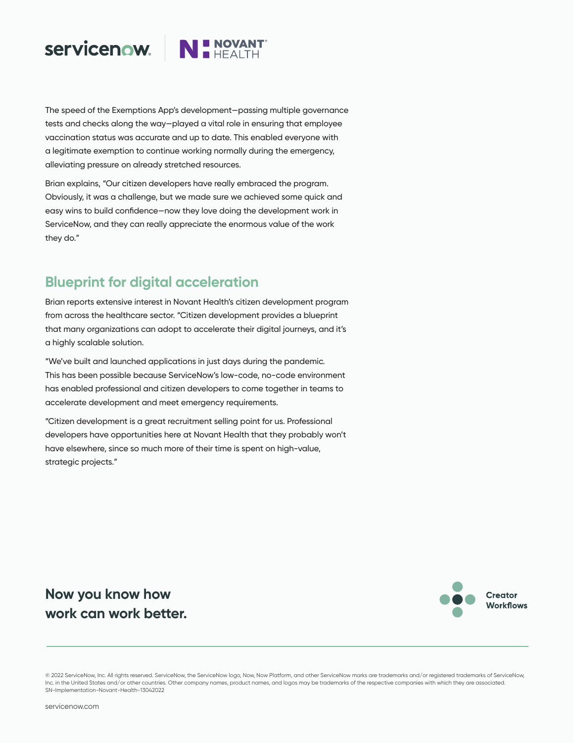The speed of the Exemptions App's development—passing multiple governance tests and checks along the way—played a vital role in ensuring that employee vaccination status was accurate and up to date. This enabled everyone with a legitimate exemption to continue working normally during the emergency, alleviating pressure on already stretched resources.

Brian explains, "Our citizen developers have really embraced the program. Obviously, it was a challenge, but we made sure we achieved some quick and easy wins to build confidence—now they love doing the development work in ServiceNow, and they can really appreciate the enormous value of the work they do."

## Blueprint for digital acceleration

Brian reports extensive interest in Novant Health's citizen development program from across the healthcare sector. "Citizen development provides a blueprint that many organizations can adopt to accelerate their digital journeys, and it's a highly scalable solution.

"We've built and launched applications in just days during the pandemic. This has been possible because ServiceNow's low-code, no-code environment has enabled professional and citizen developers to come together in teams to accelerate development and meet emergency requirements.

"Citizen development is a great recruitment selling point for us. Professional developers have opportunities here at Novant Health that they probably won't have elsewhere, since so much more of their time is spent on high-value, strategic projects."

**Now you know how work can work better.**

**Creator Workflows**

© 2022 ServiceNow, Inc. All rights reserved. ServiceNow, the ServiceNow logo, Now, Now Platform, and other ServiceNow marks are trademarks and/or registered trademarks of ServiceNow, Inc. in the United States and/or other countries. Other company names, product names, and logos may be trademarks of the respective companies with which they are associated.
SN-Implementation-Novant-Health-13042022

servicenow.com